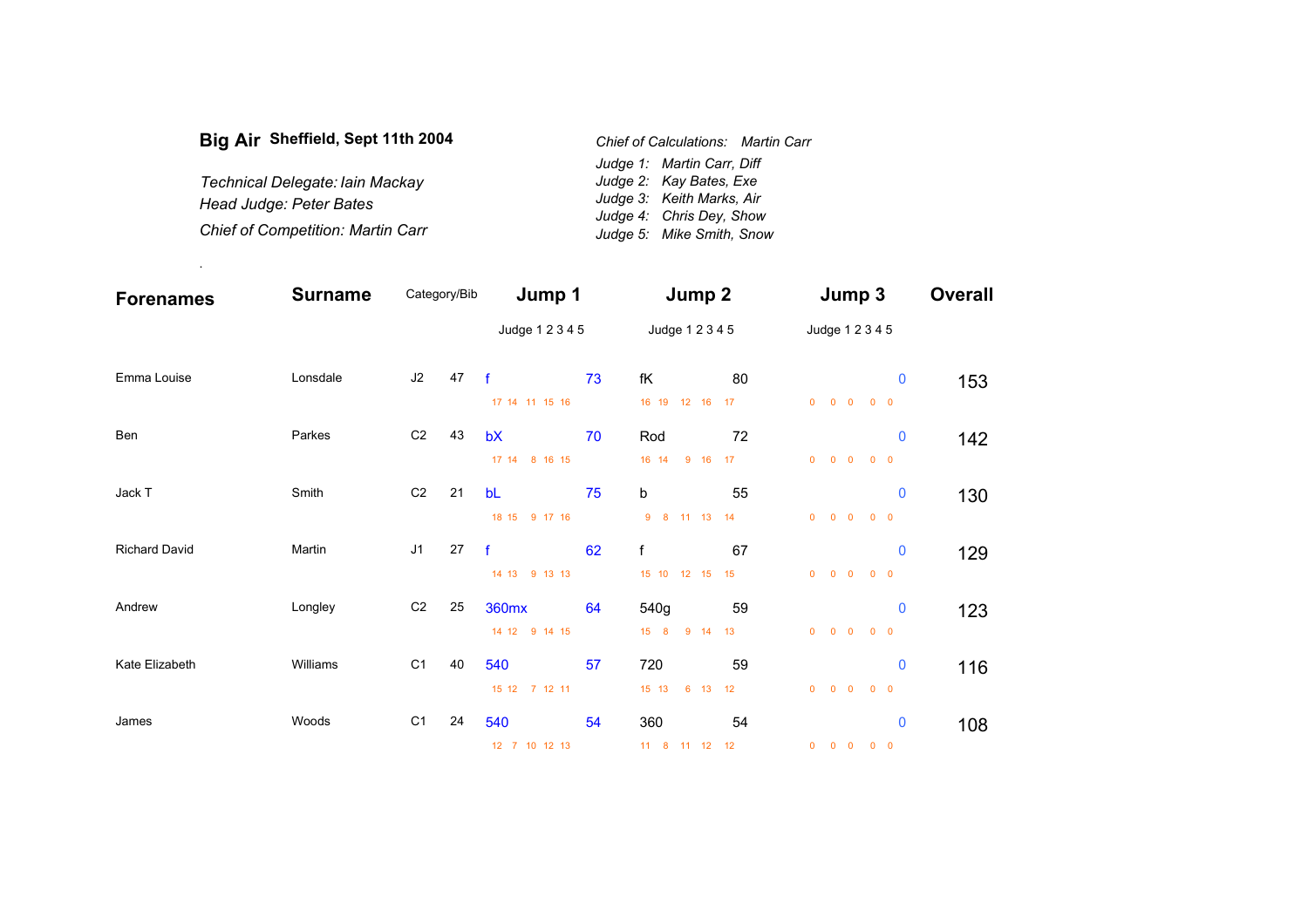# Big Air Sheffield, Sept 11th 2004

*Technical Delegate: Iain Mackay*
*Head Judge: Peter Bates*
*Chief of Competition: Martin Carr*

*Chief of Calculations: Martin Carr*
*Judge 1: Martin Carr, Diff*
*Judge 2: Kay Bates, Exe*
*Judge 3: Keith Marks, Air*
*Judge 4: Chris Dey, Show*
*Judge 5: Mike Smith, Snow*

.

| Forenames | Surname | Category/Bib | | Jump 1 | | Jump 2 | | Jump 3 | | Overall |
|---|---|---|---|---|---|---|---|---|---|---|
| | | | | Judge 1 2 3 4 5 | | Judge 1 2 3 4 5 | | Judge 1 2 3 4 5 | | |
| Emma Louise | Lonsdale | J2 | 47 | f | 73 | fK | 80 | | 0 | 153 |
| | | | | 17 14 11 15 16 | | 16 19 12 16 17 | | 0 0 0 0 0 | | |
| Ben | Parkes | C2 | 43 | bX | 70 | Rod | 72 | | 0 | 142 |
| | | | | 17 14 8 16 15 | | 16 14 9 16 17 | | 0 0 0 0 0 | | |
| Jack T | Smith | C2 | 21 | bL | 75 | b | 55 | | 0 | 130 |
| | | | | 18 15 9 17 16 | | 9 8 11 13 14 | | 0 0 0 0 0 | | |
| Richard David | Martin | J1 | 27 | f | 62 | f | 67 | | 0 | 129 |
| | | | | 14 13 9 13 13 | | 15 10 12 15 15 | | 0 0 0 0 0 | | |
| Andrew | Longley | C2 | 25 | 360mx | 64 | 540g | 59 | | 0 | 123 |
| | | | | 14 12 9 14 15 | | 15 8 9 14 13 | | 0 0 0 0 0 | | |
| Kate Elizabeth | Williams | C1 | 40 | 540 | 57 | 720 | 59 | | 0 | 116 |
| | | | | 15 12 7 12 11 | | 15 13 6 13 12 | | 0 0 0 0 0 | | |
| James | Woods | C1 | 24 | 540 | 54 | 360 | 54 | | 0 | 108 |
| | | | | 12 7 10 12 13 | | 11 8 11 12 12 | | 0 0 0 0 0 | | |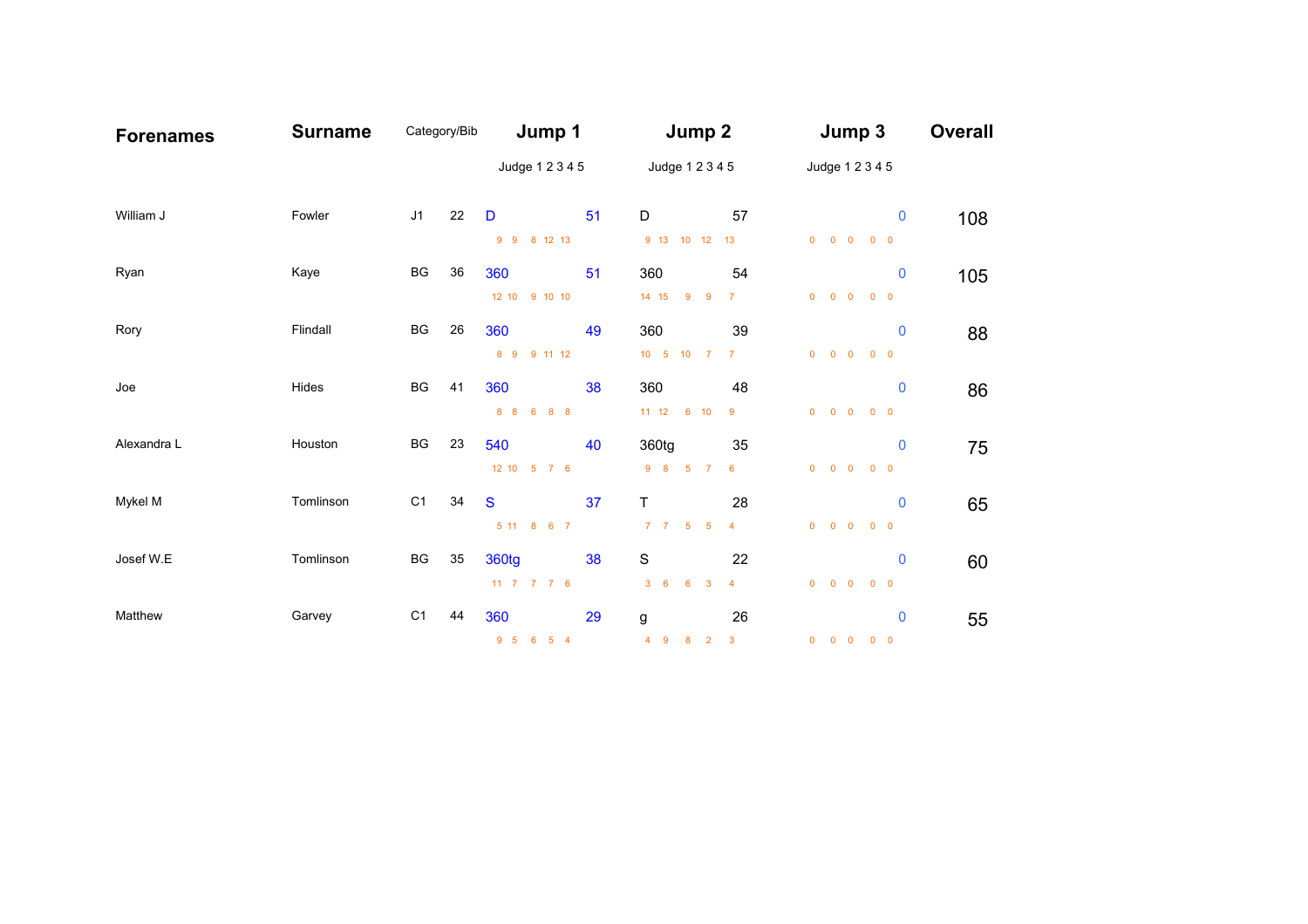| Forenames | Surname | Category/Bib | | Jump 1 | | Jump 2 | | Jump 3 | | Overall |
|---|---|---|---|---|---|---|---|---|---|---|
| | | | | Judge 1 2 3 4 5 | | Judge 1 2 3 4 5 | | Judge 1 2 3 4 5 | | |
| William J | Fowler | J1 | 22 | D | 51 | D | 57 | | 0 | 108 |
| | | | | 9 9 8 12 13 | | 9 13 10 12 13 | | 0 0 0 0 0 | | |
| Ryan | Kaye | BG | 36 | 360 | 51 | 360 | 54 | | 0 | 105 |
| | | | | 12 10 9 10 10 | | 14 15 9 9 7 | | 0 0 0 0 0 | | |
| Rory | Flindall | BG | 26 | 360 | 49 | 360 | 39 | | 0 | 88 |
| | | | | 8 9 9 11 12 | | 10 5 10 7 7 | | 0 0 0 0 0 | | |
| Joe | Hides | BG | 41 | 360 | 38 | 360 | 48 | | 0 | 86 |
| | | | | 8 8 6 8 8 | | 11 12 6 10 9 | | 0 0 0 0 0 | | |
| Alexandra L | Houston | BG | 23 | 540 | 40 | 360tg | 35 | | 0 | 75 |
| | | | | 12 10 5 7 6 | | 9 8 5 7 6 | | 0 0 0 0 0 | | |
| Mykel M | Tomlinson | C1 | 34 | S | 37 | T | 28 | | 0 | 65 |
| | | | | 5 11 8 6 7 | | 7 7 5 5 4 | | 0 0 0 0 0 | | |
| Josef W.E | Tomlinson | BG | 35 | 360tg | 38 | S | 22 | | 0 | 60 |
| | | | | 11 7 7 7 6 | | 3 6 6 3 4 | | 0 0 0 0 0 | | |
| Matthew | Garvey | C1 | 44 | 360 | 29 | g | 26 | | 0 | 55 |
| | | | | 9 5 6 5 4 | | 4 9 8 2 3 | | 0 0 0 0 0 | | |